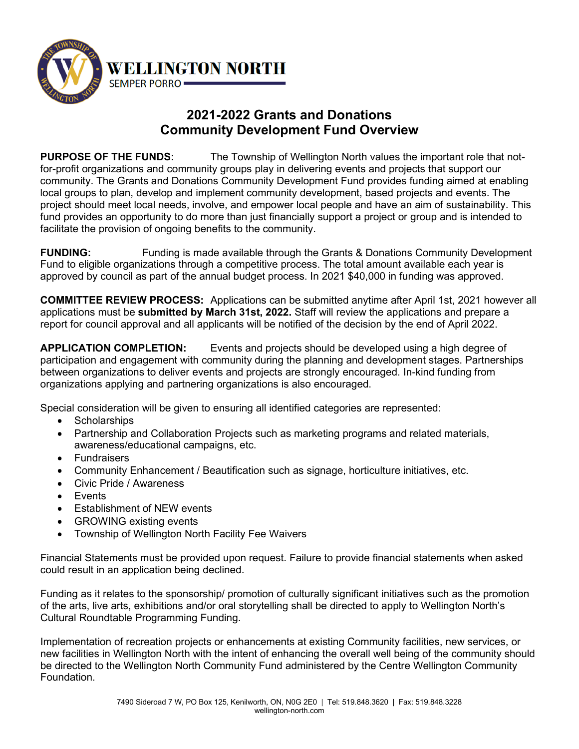WELLINGTON NORTH

SEMPER PORRO

# 2021-2022 Grants and Donations Community Development Fund Overview

**PURPOSE OF THE FUNDS:** The Township of Wellington North values the important role that not-for-profit organizations and community groups play in delivering events and projects that support our community. The Grants and Donations Community Development Fund provides funding aimed at enabling local groups to plan, develop and implement community development, based projects and events. The project should meet local needs, involve, and empower local people and have an aim of sustainability. This fund provides an opportunity to do more than just financially support a project or group and is intended to facilitate the provision of ongoing benefits to the community.

**FUNDING:** Funding is made available through the Grants & Donations Community Development Fund to eligible organizations through a competitive process. The total amount available each year is approved by council as part of the annual budget process. In 2021 $40,000 in funding was approved.

**COMMITTEE REVIEW PROCESS:** Applications can be submitted anytime after April 1st, 2021 however all applications must be **submitted by March 31st, 2022.** Staff will review the applications and prepare a report for council approval and all applicants will be notified of the decision by the end of April 2022.

**APPLICATION COMPLETION:** Events and projects should be developed using a high degree of participation and engagement with community during the planning and development stages. Partnerships between organizations to deliver events and projects are strongly encouraged. In-kind funding from organizations applying and partnering organizations is also encouraged.

Special consideration will be given to ensuring all identified categories are represented:

- Scholarships
- Partnership and Collaboration Projects such as marketing programs and related materials, awareness/educational campaigns, etc.
- Fundraisers
- Community Enhancement / Beautification such as signage, horticulture initiatives, etc.
- Civic Pride / Awareness
- Events
- Establishment of NEW events
- GROWING existing events
- Township of Wellington North Facility Fee Waivers

Financial Statements must be provided upon request. Failure to provide financial statements when asked could result in an application being declined.

Funding as it relates to the sponsorship/ promotion of culturally significant initiatives such as the promotion of the arts, live arts, exhibitions and/or oral storytelling shall be directed to apply to Wellington North's Cultural Roundtable Programming Funding.

Implementation of recreation projects or enhancements at existing Community facilities, new services, or new facilities in Wellington North with the intent of enhancing the overall well being of the community should be directed to the Wellington North Community Fund administered by the Centre Wellington Community Foundation.

7490 Sideroad 7 W, PO Box 125, Kenilworth, ON, N0G 2E0 | Tel: 519.848.3620 | Fax: 519.848.3228
wellington-north.com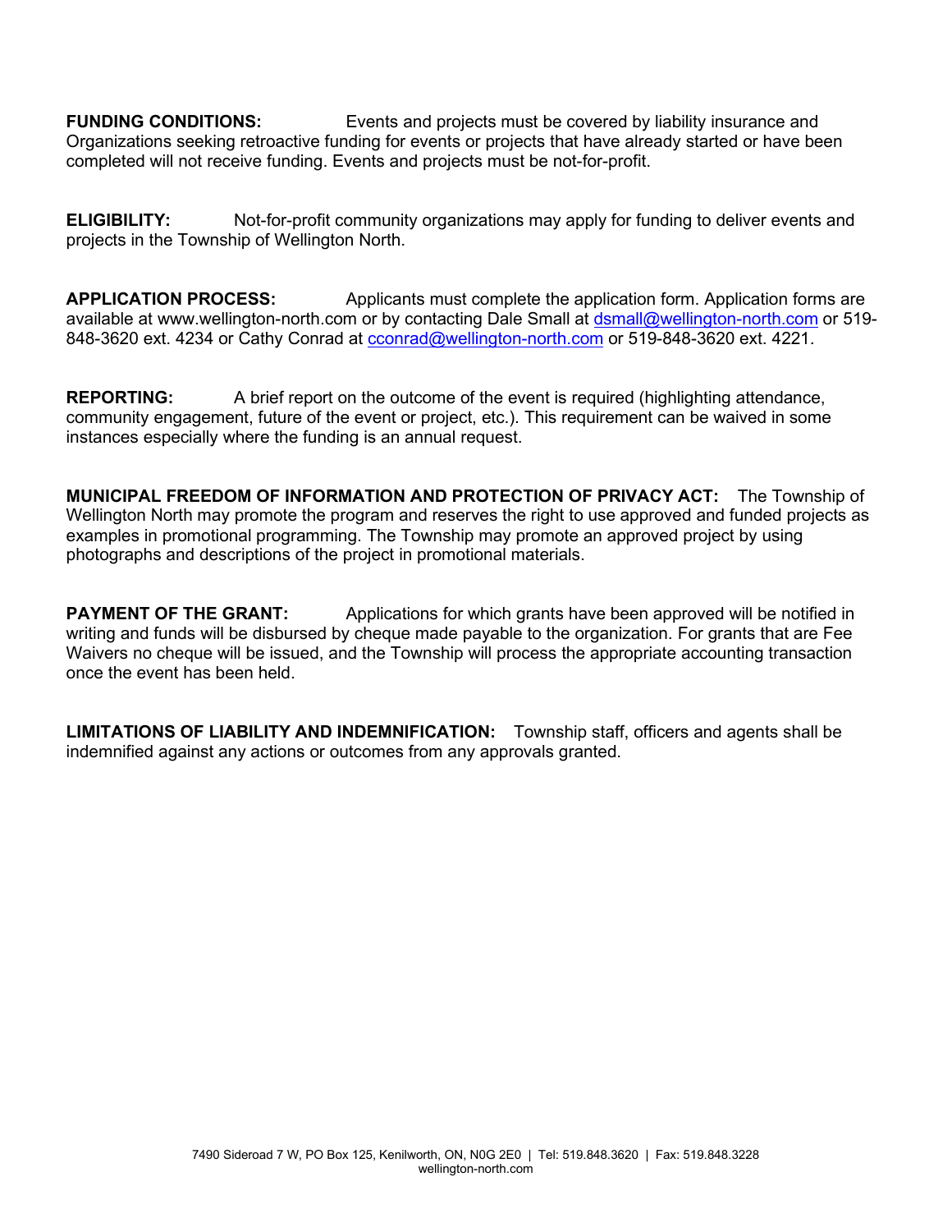**FUNDING CONDITIONS:** Events and projects must be covered by liability insurance and Organizations seeking retroactive funding for events or projects that have already started or have been completed will not receive funding. Events and projects must be not-for-profit.

**ELIGIBILITY:** Not-for-profit community organizations may apply for funding to deliver events and projects in the Township of Wellington North.

**APPLICATION PROCESS:** Applicants must complete the application form. Application forms are available at www.wellington-north.com or by contacting Dale Small at dsmall@wellington-north.com or 519-848-3620 ext. 4234 or Cathy Conrad at cconrad@wellington-north.com or 519-848-3620 ext. 4221.

**REPORTING:** A brief report on the outcome of the event is required (highlighting attendance, community engagement, future of the event or project, etc.). This requirement can be waived in some instances especially where the funding is an annual request.

**MUNICIPAL FREEDOM OF INFORMATION AND PROTECTION OF PRIVACY ACT:** The Township of Wellington North may promote the program and reserves the right to use approved and funded projects as examples in promotional programming. The Township may promote an approved project by using photographs and descriptions of the project in promotional materials.

**PAYMENT OF THE GRANT:** Applications for which grants have been approved will be notified in writing and funds will be disbursed by cheque made payable to the organization. For grants that are Fee Waivers no cheque will be issued, and the Township will process the appropriate accounting transaction once the event has been held.

**LIMITATIONS OF LIABILITY AND INDEMNIFICATION:** Township staff, officers and agents shall be indemnified against any actions or outcomes from any approvals granted.